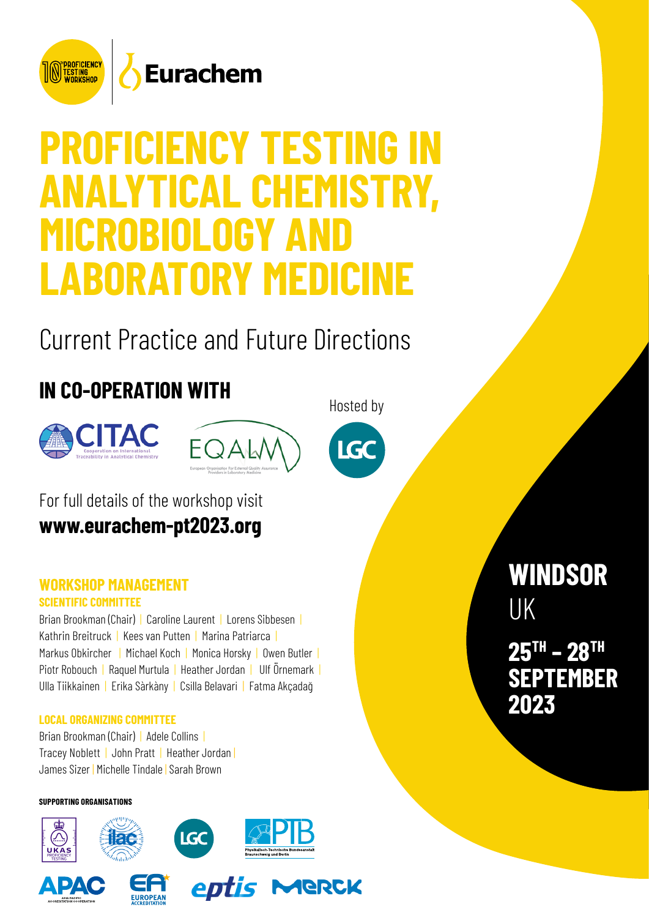10th PROFICIENCY TESTING WORKSHOP

Eurachem

# PROFICIENCY TESTING IN ANALYTICAL CHEMISTRY, MICROBIOLOGY AND LABORATORY MEDICINE

## Current Practice and Future Directions

### IN CO-OPERATION WITH

CITAC – Cooperation on International Traceability in Analytical Chemistry

EQALM – European Organisation For External Quality Assurance Providers in Laboratory Medicine

Hosted by

LGC

For full details of the workshop visit
**www.eurachem-pt2023.org**

**WINDSOR**
UK

**25TH – 28TH SEPTEMBER 2023**

### WORKSHOP MANAGEMENT

#### SCIENTIFIC COMMITTEE

Brian Brookman (Chair) | Caroline Laurent | Lorens Sibbesen | Kathrin Breitruck | Kees van Putten | Marina Patriarca | Markus Obkircher | Michael Koch | Monica Horsky | Owen Butler | Piotr Robouch | Raquel Murtula | Heather Jordan | Ulf Örnemark | Ulla Tiikkainen | Erika Sàrkàny | Csilla Belavari | Fatma Akçadağ

#### LOCAL ORGANIZING COMMITTEE

Brian Brookman (Chair) | Adele Collins | Tracey Noblett | John Pratt | Heather Jordan | James Sizer | Michelle Tindale | Sarah Brown

#### SUPPORTING ORGANISATIONS

UKAS Proficiency Testing | ilac | LGC | PTB (Physikalisch-Technische Bundesanstalt Braunschweig und Berlin) | APAC (Asia Pacific Accreditation Cooperation) | EA European Accreditation | eptis | Merck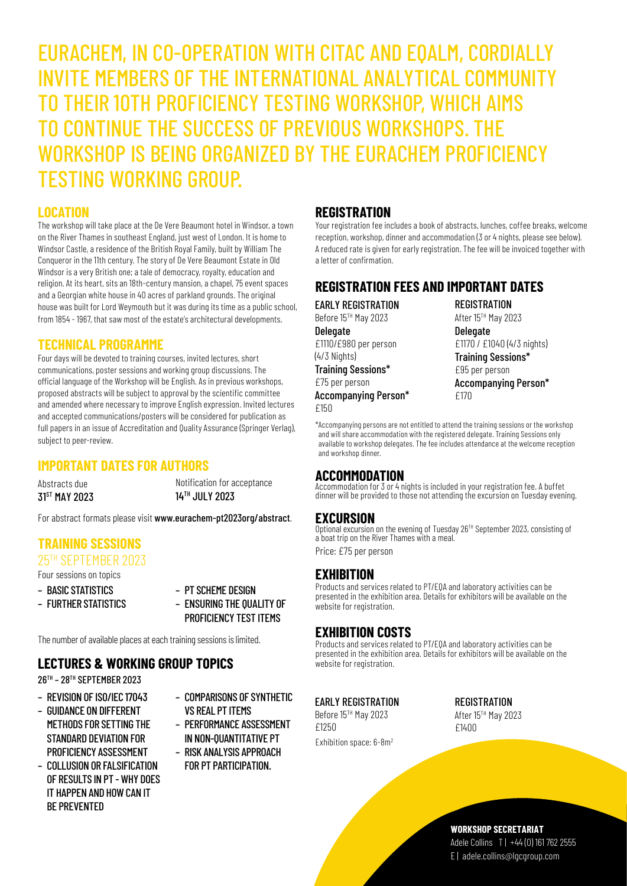# EURACHEM, IN CO-OPERATION WITH CITAC AND EQALM, CORDIALLY INVITE MEMBERS OF THE INTERNATIONAL ANALYTICAL COMMUNITY TO THEIR 10TH PROFICIENCY TESTING WORKSHOP, WHICH AIMS TO CONTINUE THE SUCCESS OF PREVIOUS WORKSHOPS. THE WORKSHOP IS BEING ORGANIZED BY THE EURACHEM PROFICIENCY TESTING WORKING GROUP.

## LOCATION

The workshop will take place at the De Vere Beaumont hotel in Windsor, a town on the River Thames in southeast England, just west of London. It is home to Windsor Castle, a residence of the British Royal Family, built by William The Conqueror in the 11th century. The story of De Vere Beaumont Estate in Old Windsor is a very British one; a tale of democracy, royalty, education and religion. At its heart, sits an 18th-century mansion, a chapel, 75 event spaces and a Georgian white house in 40 acres of parkland grounds. The original house was built for Lord Weymouth but it was during its time as a public school, from 1854 - 1967, that saw most of the estate's architectural developments.

## TECHNICAL PROGRAMME

Four days will be devoted to training courses, invited lectures, short communications, poster sessions and working group discussions. The official language of the Workshop will be English. As in previous workshops, proposed abstracts will be subject to approval by the scientific committee and amended where necessary to improve English expression. Invited lectures and accepted communications/posters will be considered for publication as full papers in an issue of Accreditation and Quality Assurance (Springer Verlag), subject to peer-review.

## IMPORTANT DATES FOR AUTHORS

Abstracts due
**31ST MAY 2023**

Notification for acceptance
**14TH JULY 2023**

For abstract formats please visit **www.eurachem-pt2023org/abstract**.

## TRAINING SESSIONS

### 25TH SEPTEMBER 2023

Four sessions on topics

- BASIC STATISTICS
- FURTHER STATISTICS
- PT SCHEME DESIGN
- ENSURING THE QUALITY OF PROFICIENCY TEST ITEMS

The number of available places at each training sessions is limited.

## LECTURES & WORKING GROUP TOPICS

26TH – 28TH SEPTEMBER 2023

- REVISION OF ISO/IEC 17043
- GUIDANCE ON DIFFERENT METHODS FOR SETTING THE STANDARD DEVIATION FOR PROFICIENCY ASSESSMENT
- COLLUSION OR FALSIFICATION OF RESULTS IN PT - WHY DOES IT HAPPEN AND HOW CAN IT BE PREVENTED
- COMPARISONS OF SYNTHETIC VS REAL PT ITEMS
- PERFORMANCE ASSESSMENT IN NON-QUANTITATIVE PT
- RISK ANALYSIS APPROACH FOR PT PARTICIPATION.

## REGISTRATION

Your registration fee includes a book of abstracts, lunches, coffee breaks, welcome reception, workshop, dinner and accommodation (3 or 4 nights, please see below). A reduced rate is given for early registration. The fee will be invoiced together with a letter of confirmation.

## REGISTRATION FEES AND IMPORTANT DATES

**EARLY REGISTRATION**
Before 15TH May 2023

**Delegate**
£1110/£980 per person (4/3 Nights)

**Training Sessions***
£75 per person

**Accompanying Person***
£150

**REGISTRATION**
After 15TH May 2023

**Delegate**
£1170 / £1040 (4/3 nights)

**Training Sessions***
£95 per person

**Accompanying Person***
£170

*Accompanying persons are not entitled to attend the training sessions or the workshop and will share accommodation with the registered delegate. Training Sessions only available to workshop delegates. The fee includes attendance at the welcome reception and workshop dinner.

## ACCOMMODATION

Accommodation for 3 or 4 nights is included in your registration fee. A buffet dinner will be provided to those not attending the excursion on Tuesday evening.

## EXCURSION

Optional excursion on the evening of Tuesday 26TH September 2023, consisting of a boat trip on the River Thames with a meal.

Price: £75 per person

## EXHIBITION

Products and services related to PT/EQA and laboratory activities can be presented in the exhibition area. Details for exhibitors will be available on the website for registration.

## EXHIBITION COSTS

Products and services related to PT/EQA and laboratory activities can be presented in the exhibition area. Details for exhibitors will be available on the website for registration.

**EARLY REGISTRATION**
Before 15TH May 2023
£1250

Exhibition space: 6-8m$^2$

**REGISTRATION**
After 15TH May 2023
£1400

**WORKSHOP SECRETARIAT**

Adele Collins T | +44 (0) 161 762 2555
E | adele.collins@lgcgroup.com